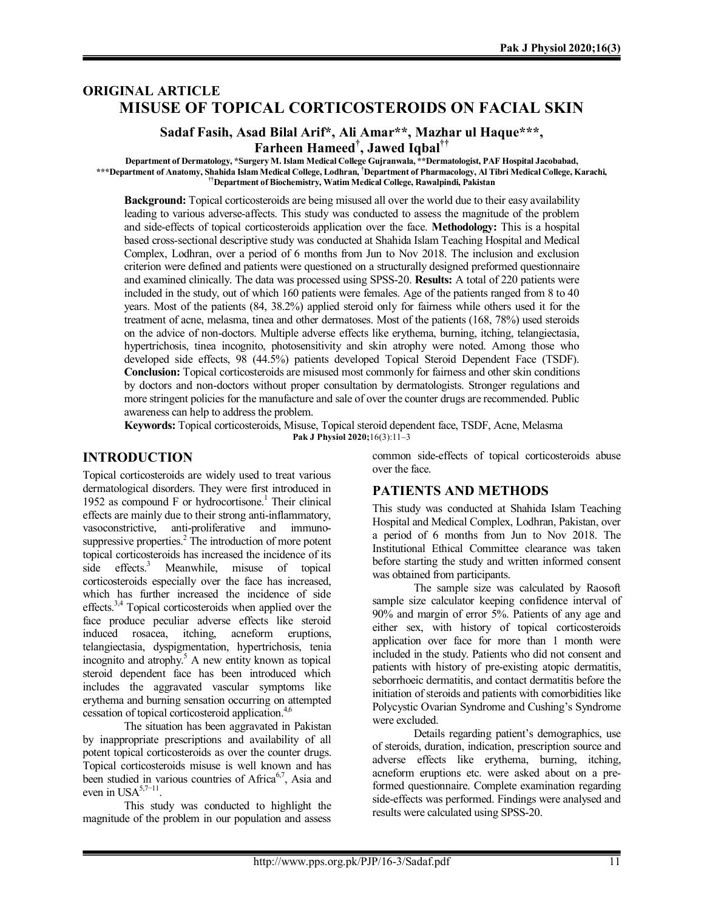ORIGINAL ARTICLE

# MISUSE OF TOPICAL CORTICOSTEROIDS ON FACIAL SKIN

**Sadaf Fasih, Asad Bilal Arif*, Ali Amar**, Mazhar ul Haque***, Farheen Hameed[†], Jawed Iqbal[††]**

Department of Dermatology, *Surgery M. Islam Medical College Gujranwala, **Dermatologist, PAF Hospital Jacobabad, ***Department of Anatomy, Shahida Islam Medical College, Lodhran, [†]Department of Pharmacology, Al Tibri Medical College, Karachi, [††]Department of Biochemistry, Watim Medical College, Rawalpindi, Pakistan

**Background:** Topical corticosteroids are being misused all over the world due to their easy availability leading to various adverse-affects. This study was conducted to assess the magnitude of the problem and side-effects of topical corticosteroids application over the face. **Methodology:** This is a hospital based cross-sectional descriptive study was conducted at Shahida Islam Teaching Hospital and Medical Complex, Lodhran, over a period of 6 months from Jun to Nov 2018. The inclusion and exclusion criterion were defined and patients were questioned on a structurally designed preformed questionnaire and examined clinically. The data was processed using SPSS-20. **Results:** A total of 220 patients were included in the study, out of which 160 patients were females. Age of the patients ranged from 8 to 40 years. Most of the patients (84, 38.2%) applied steroid only for fairness while others used it for the treatment of acne, melasma, tinea and other dermatoses. Most of the patients (168, 78%) used steroids on the advice of non-doctors. Multiple adverse effects like erythema, burning, itching, telangiectasia, hypertrichosis, tinea incognito, photosensitivity and skin atrophy were noted. Among those who developed side effects, 98 (44.5%) patients developed Topical Steroid Dependent Face (TSDF). **Conclusion:** Topical corticosteroids are misused most commonly for fairness and other skin conditions by doctors and non-doctors without proper consultation by dermatologists. Stronger regulations and more stringent policies for the manufacture and sale of over the counter drugs are recommended. Public awareness can help to address the problem.

**Keywords:** Topical corticosteroids, Misuse, Topical steroid dependent face, TSDF, Acne, Melasma

**Pak J Physiol 2020;**16(3):11–3

## INTRODUCTION

Topical corticosteroids are widely used to treat various dermatological disorders. They were first introduced in 1952 as compound F or hydrocortisone.[1] Their clinical effects are mainly due to their strong anti-inflammatory, vasoconstrictive, anti-proliferative and immuno-suppressive properties.[2] The introduction of more potent topical corticosteroids has increased the incidence of its side effects.[3] Meanwhile, misuse of topical corticosteroids especially over the face has increased, which has further increased the incidence of side effects.[3,4] Topical corticosteroids when applied over the face produce peculiar adverse effects like steroid induced rosacea, itching, acneform eruptions, telangiectasia, dyspigmentation, hypertrichosis, tenia incognito and atrophy.[5] A new entity known as topical steroid dependent face has been introduced which includes the aggravated vascular symptoms like erythema and burning sensation occurring on attempted cessation of topical corticosteroid application.[4,6]

The situation has been aggravated in Pakistan by inappropriate prescriptions and availability of all potent topical corticosteroids as over the counter drugs. Topical corticosteroids misuse is well known and has been studied in various countries of Africa[6,7], Asia and even in USA[5,7–11].

This study was conducted to highlight the magnitude of the problem in our population and assess common side-effects of topical corticosteroids abuse over the face.

## PATIENTS AND METHODS

This study was conducted at Shahida Islam Teaching Hospital and Medical Complex, Lodhran, Pakistan, over a period of 6 months from Jun to Nov 2018. The Institutional Ethical Committee clearance was taken before starting the study and written informed consent was obtained from participants.

The sample size was calculated by Raosoft sample size calculator keeping confidence interval of 90% and margin of error 5%. Patients of any age and either sex, with history of topical corticosteroids application over face for more than 1 month were included in the study. Patients who did not consent and patients with history of pre-existing atopic dermatitis, seborrhoeic dermatitis, and contact dermatitis before the initiation of steroids and patients with comorbidities like Polycystic Ovarian Syndrome and Cushing's Syndrome were excluded.

Details regarding patient's demographics, use of steroids, duration, indication, prescription source and adverse effects like erythema, burning, itching, acneform eruptions etc. were asked about on a pre-formed questionnaire. Complete examination regarding side-effects was performed. Findings were analysed and results were calculated using SPSS-20.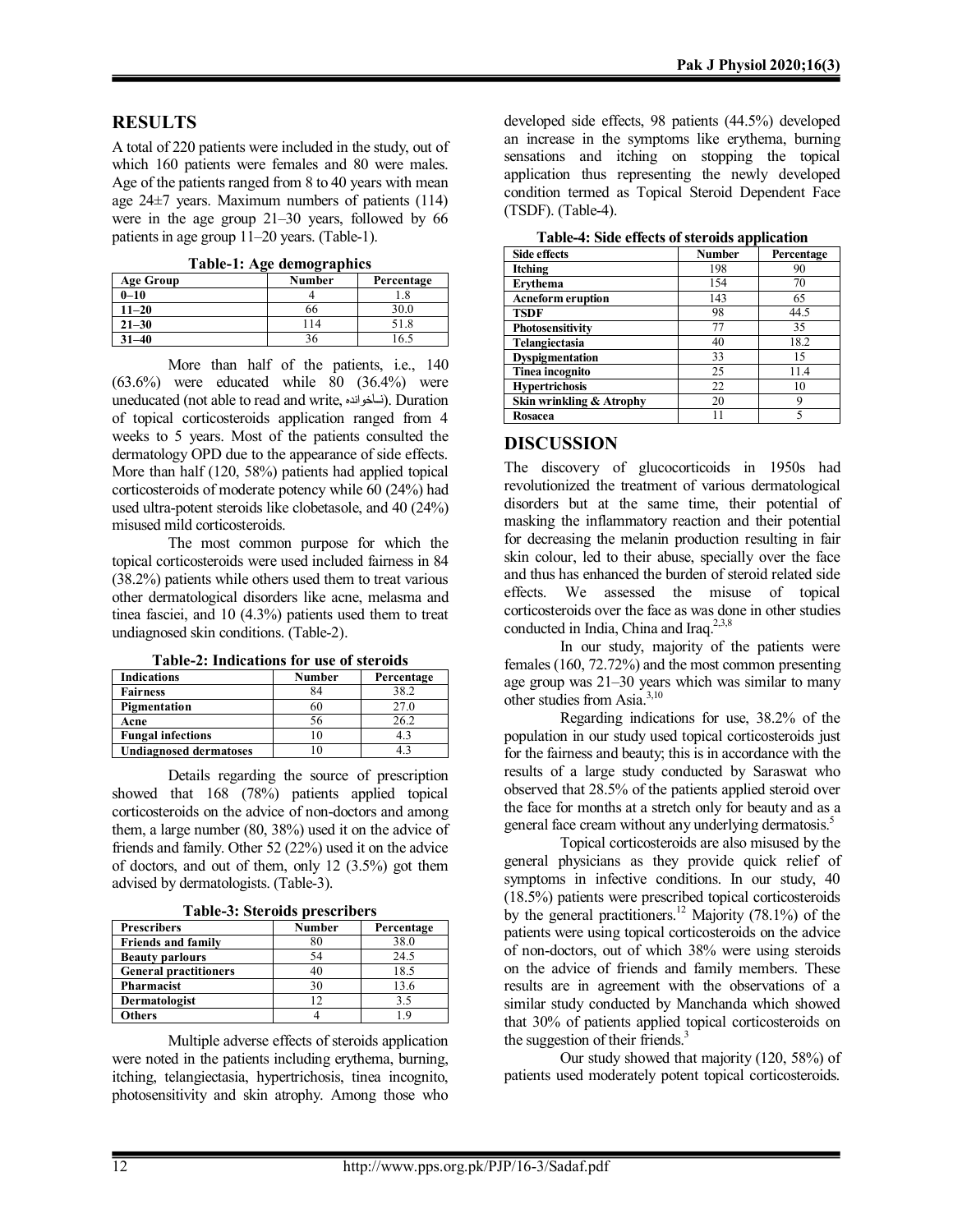## RESULTS

A total of 220 patients were included in the study, out of which 160 patients were females and 80 were males. Age of the patients ranged from 8 to 40 years with mean age 24±7 years. Maximum numbers of patients (114) were in the age group 21–30 years, followed by 66 patients in age group 11–20 years. (Table-1).

**Table-1: Age demographics**

| Age Group | Number | Percentage |
|---|---|---|
| 0–10 | 4 | 1.8 |
| 11–20 | 66 | 30.0 |
| 21–30 | 114 | 51.8 |
| 31–40 | 36 | 16.5 |

More than half of the patients, i.e., 140 (63.6%) were educated while 80 (36.4%) were uneducated (not able to read and write, ناخواندہ). Duration of topical corticosteroids application ranged from 4 weeks to 5 years. Most of the patients consulted the dermatology OPD due to the appearance of side effects. More than half (120, 58%) patients had applied topical corticosteroids of moderate potency while 60 (24%) had used ultra-potent steroids like clobetasole, and 40 (24%) misused mild corticosteroids.

The most common purpose for which the topical corticosteroids were used included fairness in 84 (38.2%) patients while others used them to treat various other dermatological disorders like acne, melasma and tinea fasciei, and 10 (4.3%) patients used them to treat undiagnosed skin conditions. (Table-2).

**Table-2: Indications for use of steroids**

| Indications | Number | Percentage |
|---|---|---|
| Fairness | 84 | 38.2 |
| Pigmentation | 60 | 27.0 |
| Acne | 56 | 26.2 |
| Fungal infections | 10 | 4.3 |
| Undiagnosed dermatoses | 10 | 4.3 |

Details regarding the source of prescription showed that 168 (78%) patients applied topical corticosteroids on the advice of non-doctors and among them, a large number (80, 38%) used it on the advice of friends and family. Other 52 (22%) used it on the advice of doctors, and out of them, only 12 (3.5%) got them advised by dermatologists. (Table-3).

**Table-3: Steroids prescribers**

| Prescribers | Number | Percentage |
|---|---|---|
| Friends and family | 80 | 38.0 |
| Beauty parlours | 54 | 24.5 |
| General practitioners | 40 | 18.5 |
| Pharmacist | 30 | 13.6 |
| Dermatologist | 12 | 3.5 |
| Others | 4 | 1.9 |

Multiple adverse effects of steroids application were noted in the patients including erythema, burning, itching, telangiectasia, hypertrichosis, tinea incognito, photosensitivity and skin atrophy. Among those who developed side effects, 98 patients (44.5%) developed an increase in the symptoms like erythema, burning sensations and itching on stopping the topical application thus representing the newly developed condition termed as Topical Steroid Dependent Face (TSDF). (Table-4).

**Table-4: Side effects of steroids application**

| Side effects | Number | Percentage |
|---|---|---|
| Itching | 198 | 90 |
| Erythema | 154 | 70 |
| Acneform eruption | 143 | 65 |
| TSDF | 98 | 44.5 |
| Photosensitivity | 77 | 35 |
| Telangiectasia | 40 | 18.2 |
| Dyspigmentation | 33 | 15 |
| Tinea incognito | 25 | 11.4 |
| Hypertrichosis | 22 | 10 |
| Skin wrinkling & Atrophy | 20 | 9 |
| Rosacea | 11 | 5 |

## DISCUSSION

The discovery of glucocorticoids in 1950s had revolutionized the treatment of various dermatological disorders but at the same time, their potential of masking the inflammatory reaction and their potential for decreasing the melanin production resulting in fair skin colour, led to their abuse, specially over the face and thus has enhanced the burden of steroid related side effects. We assessed the misuse of topical corticosteroids over the face as was done in other studies conducted in India, China and Iraq.[2,3,8]

In our study, majority of the patients were females (160, 72.72%) and the most common presenting age group was 21–30 years which was similar to many other studies from Asia.[3,10]

Regarding indications for use, 38.2% of the population in our study used topical corticosteroids just for the fairness and beauty; this is in accordance with the results of a large study conducted by Saraswat who observed that 28.5% of the patients applied steroid over the face for months at a stretch only for beauty and as a general face cream without any underlying dermatosis.[5]

Topical corticosteroids are also misused by the general physicians as they provide quick relief of symptoms in infective conditions. In our study, 40 (18.5%) patients were prescribed topical corticosteroids by the general practitioners.[12] Majority (78.1%) of the patients were using topical corticosteroids on the advice of non-doctors, out of which 38% were using steroids on the advice of friends and family members. These results are in agreement with the observations of a similar study conducted by Manchanda which showed that 30% of patients applied topical corticosteroids on the suggestion of their friends.[3]

Our study showed that majority (120, 58%) of patients used moderately potent topical corticosteroids.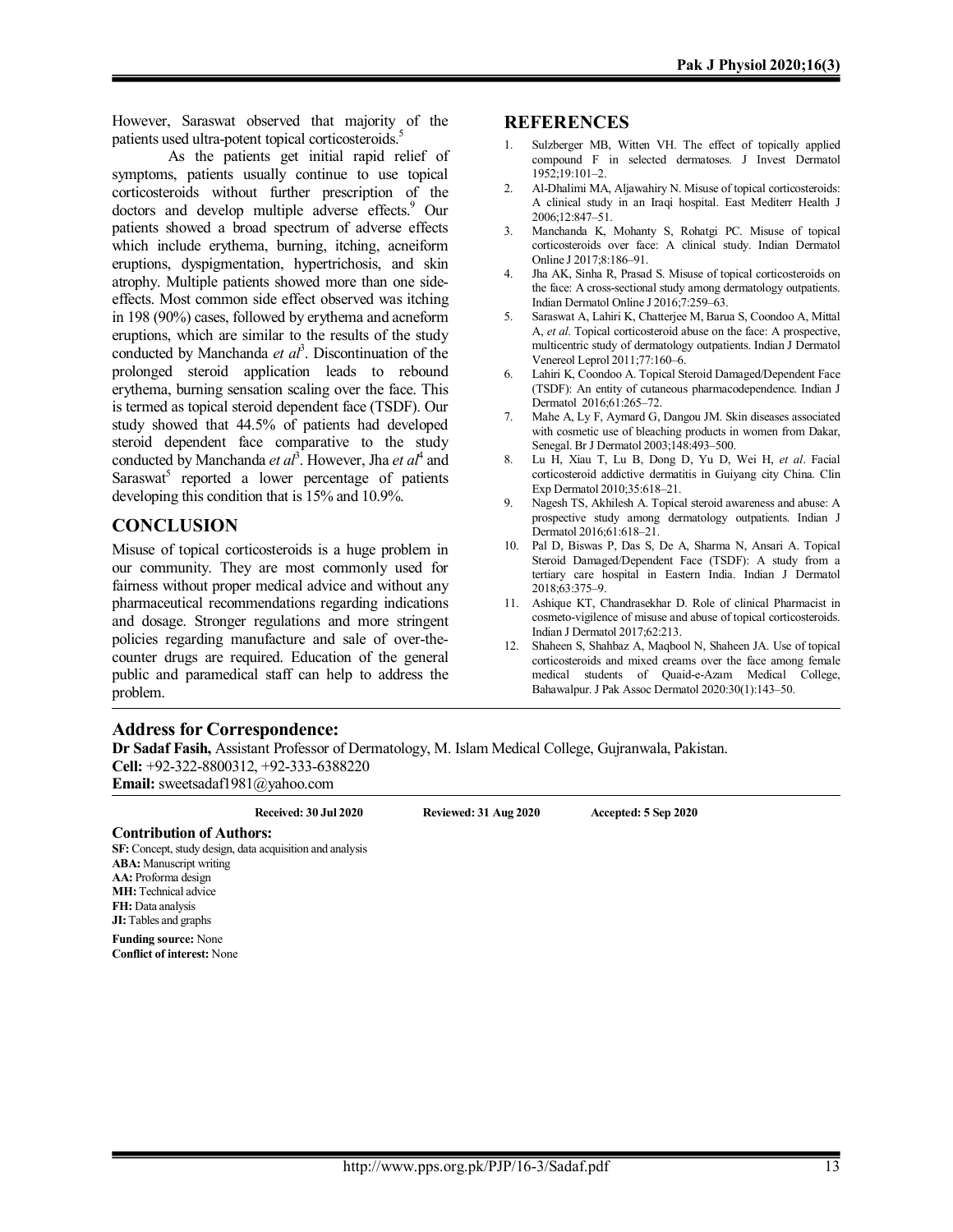However, Saraswat observed that majority of the patients used ultra-potent topical corticosteroids.[5]

As the patients get initial rapid relief of symptoms, patients usually continue to use topical corticosteroids without further prescription of the doctors and develop multiple adverse effects.[9] Our patients showed a broad spectrum of adverse effects which include erythema, burning, itching, acneiform eruptions, dyspigmentation, hypertrichosis, and skin atrophy. Multiple patients showed more than one side-effects. Most common side effect observed was itching in 198 (90%) cases, followed by erythema and acneform eruptions, which are similar to the results of the study conducted by Manchanda *et al*[3]. Discontinuation of the prolonged steroid application leads to rebound erythema, burning sensation scaling over the face. This is termed as topical steroid dependent face (TSDF). Our study showed that 44.5% of patients had developed steroid dependent face comparative to the study conducted by Manchanda *et al*[3]. However, Jha *et al*[4] and Saraswat[5] reported a lower percentage of patients developing this condition that is 15% and 10.9%.

## CONCLUSION

Misuse of topical corticosteroids is a huge problem in our community. They are most commonly used for fairness without proper medical advice and without any pharmaceutical recommendations regarding indications and dosage. Stronger regulations and more stringent policies regarding manufacture and sale of over-the-counter drugs are required. Education of the general public and paramedical staff can help to address the problem.

## REFERENCES

1. Sulzberger MB, Witten VH. The effect of topically applied compound F in selected dermatoses. J Invest Dermatol 1952;19:101–2.
2. Al-Dhalimi MA, Aljawahiry N. Misuse of topical corticosteroids: A clinical study in an Iraqi hospital. East Mediterr Health J 2006;12:847–51.
3. Manchanda K, Mohanty S, Rohatgi PC. Misuse of topical corticosteroids over face: A clinical study. Indian Dermatol Online J 2017;8:186–91.
4. Jha AK, Sinha R, Prasad S. Misuse of topical corticosteroids on the face: A cross-sectional study among dermatology outpatients. Indian Dermatol Online J 2016;7:259–63.
5. Saraswat A, Lahiri K, Chatterjee M, Barua S, Coondoo A, Mittal A, *et al*. Topical corticosteroid abuse on the face: A prospective, multicentric study of dermatology outpatients. Indian J Dermatol Venereol Leprol 2011;77:160–6.
6. Lahiri K, Coondoo A. Topical Steroid Damaged/Dependent Face (TSDF): An entity of cutaneous pharmacodependence. Indian J Dermatol 2016;61:265–72.
7. Mahe A, Ly F, Aymard G, Dangou JM. Skin diseases associated with cosmetic use of bleaching products in women from Dakar, Senegal. Br J Dermatol 2003;148:493–500.
8. Lu H, Xiau T, Lu B, Dong D, Yu D, Wei H, *et al*. Facial corticosteroid addictive dermatitis in Guiyang city China. Clin Exp Dermatol 2010;35:618–21.
9. Nagesh TS, Akhilesh A. Topical steroid awareness and abuse: A prospective study among dermatology outpatients. Indian J Dermatol 2016;61:618–21.
10. Pal D, Biswas P, Das S, De A, Sharma N, Ansari A. Topical Steroid Damaged/Dependent Face (TSDF): A study from a tertiary care hospital in Eastern India. Indian J Dermatol 2018;63:375–9.
11. Ashique KT, Chandrasekhar D. Role of clinical Pharmacist in cosmeto-vigilence of misuse and abuse of topical corticosteroids. Indian J Dermatol 2017;62:213.
12. Shaheen S, Shahbaz A, Maqbool N, Shaheen JA. Use of topical corticosteroids and mixed creams over the face among female medical students of Quaid-e-Azam Medical College, Bahawalpur. J Pak Assoc Dermatol 2020:30(1):143–50.

### Address for Correspondence:

**Dr Sadaf Fasih,** Assistant Professor of Dermatology, M. Islam Medical College, Gujranwala, Pakistan.
**Cell:** +92-322-8800312, +92-333-6388220
**Email:** sweetsadaf1981@yahoo.com

**Received: 30 Jul 2020** **Reviewed: 31 Aug 2020** **Accepted: 5 Sep 2020**

### Contribution of Authors:

**SF:** Concept, study design, data acquisition and analysis
**ABA:** Manuscript writing
**AA:** Proforma design
**MH:** Technical advice
**FH:** Data analysis
**JI:** Tables and graphs

**Funding source:** None
**Conflict of interest:** None